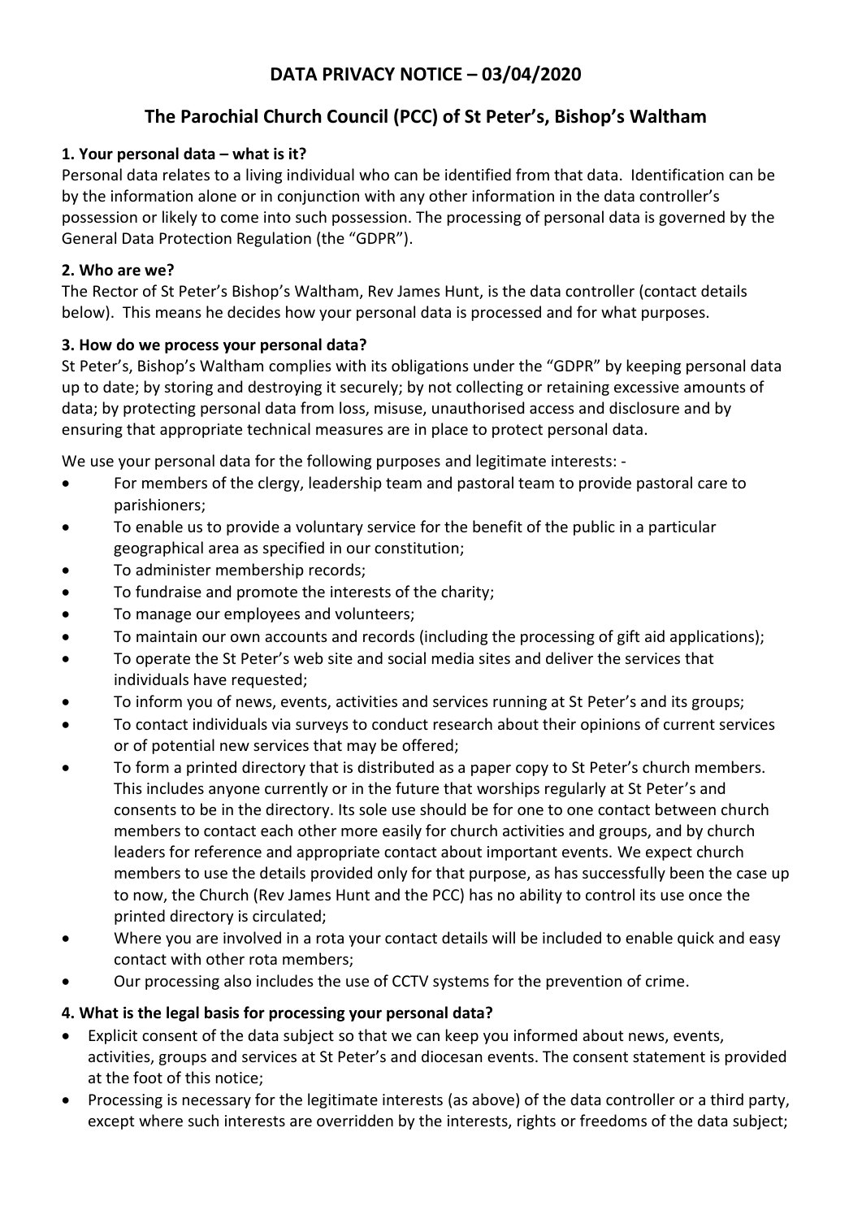# DATA PRIVACY NOTICE – 03/04/2020

## The Parochial Church Council (PCC) of St Peter's, Bishop's Waltham

### 1. Your personal data – what is it?

Personal data relates to a living individual who can be identified from that data. Identification can be by the information alone or in conjunction with any other information in the data controller's possession or likely to come into such possession. The processing of personal data is governed by the General Data Protection Regulation (the "GDPR").

### 2. Who are we?

The Rector of St Peter's Bishop's Waltham, Rev James Hunt, is the data controller (contact details below). This means he decides how your personal data is processed and for what purposes.

### 3. How do we process your personal data?

St Peter's, Bishop's Waltham complies with its obligations under the "GDPR" by keeping personal data up to date; by storing and destroying it securely; by not collecting or retaining excessive amounts of data; by protecting personal data from loss, misuse, unauthorised access and disclosure and by ensuring that appropriate technical measures are in place to protect personal data.

We use your personal data for the following purposes and legitimate interests: -

- For members of the clergy, leadership team and pastoral team to provide pastoral care to parishioners;
- To enable us to provide a voluntary service for the benefit of the public in a particular geographical area as specified in our constitution;
- To administer membership records;
- To fundraise and promote the interests of the charity;
- To manage our employees and volunteers;
- To maintain our own accounts and records (including the processing of gift aid applications);
- To operate the St Peter's web site and social media sites and deliver the services that individuals have requested;
- To inform you of news, events, activities and services running at St Peter's and its groups;
- To contact individuals via surveys to conduct research about their opinions of current services or of potential new services that may be offered;
- To form a printed directory that is distributed as a paper copy to St Peter's church members. This includes anyone currently or in the future that worships regularly at St Peter's and consents to be in the directory. Its sole use should be for one to one contact between church members to contact each other more easily for church activities and groups, and by church leaders for reference and appropriate contact about important events. We expect church members to use the details provided only for that purpose, as has successfully been the case up to now, the Church (Rev James Hunt and the PCC) has no ability to control its use once the printed directory is circulated;
- Where you are involved in a rota your contact details will be included to enable quick and easy contact with other rota members;
- Our processing also includes the use of CCTV systems for the prevention of crime.

### 4. What is the legal basis for processing your personal data?

- Explicit consent of the data subject so that we can keep you informed about news, events, activities, groups and services at St Peter's and diocesan events. The consent statement is provided at the foot of this notice;
- Processing is necessary for the legitimate interests (as above) of the data controller or a third party, except where such interests are overridden by the interests, rights or freedoms of the data subject;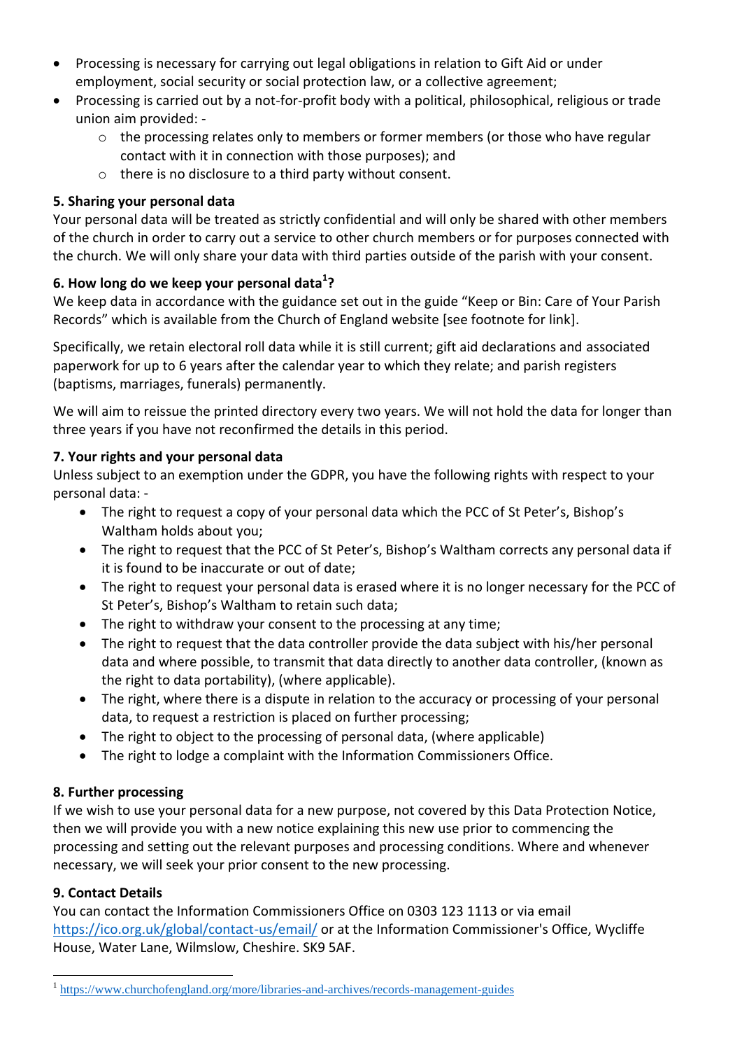- Processing is necessary for carrying out legal obligations in relation to Gift Aid or under employment, social security or social protection law, or a collective agreement;
- Processing is carried out by a not-for-profit body with a political, philosophical, religious or trade union aim provided: -
    - the processing relates only to members or former members (or those who have regular contact with it in connection with those purposes); and
    - there is no disclosure to a third party without consent.

**5. Sharing your personal data**

Your personal data will be treated as strictly confidential and will only be shared with other members of the church in order to carry out a service to other church members or for purposes connected with the church. We will only share your data with third parties outside of the parish with your consent.

**6. How long do we keep your personal data[1]?**

We keep data in accordance with the guidance set out in the guide "Keep or Bin: Care of Your Parish Records" which is available from the Church of England website [see footnote for link].

Specifically, we retain electoral roll data while it is still current; gift aid declarations and associated paperwork for up to 6 years after the calendar year to which they relate; and parish registers (baptisms, marriages, funerals) permanently.

We will aim to reissue the printed directory every two years. We will not hold the data for longer than three years if you have not reconfirmed the details in this period.

**7. Your rights and your personal data**

Unless subject to an exemption under the GDPR, you have the following rights with respect to your personal data: -

- The right to request a copy of your personal data which the PCC of St Peter's, Bishop's Waltham holds about you;
- The right to request that the PCC of St Peter's, Bishop's Waltham corrects any personal data if it is found to be inaccurate or out of date;
- The right to request your personal data is erased where it is no longer necessary for the PCC of St Peter's, Bishop's Waltham to retain such data;
- The right to withdraw your consent to the processing at any time;
- The right to request that the data controller provide the data subject with his/her personal data and where possible, to transmit that data directly to another data controller, (known as the right to data portability), (where applicable).
- The right, where there is a dispute in relation to the accuracy or processing of your personal data, to request a restriction is placed on further processing;
- The right to object to the processing of personal data, (where applicable)
- The right to lodge a complaint with the Information Commissioners Office.

**8. Further processing**

If we wish to use your personal data for a new purpose, not covered by this Data Protection Notice, then we will provide you with a new notice explaining this new use prior to commencing the processing and setting out the relevant purposes and processing conditions. Where and whenever necessary, we will seek your prior consent to the new processing.

**9. Contact Details**

You can contact the Information Commissioners Office on 0303 123 1113 or via email https://ico.org.uk/global/contact-us/email/ or at the Information Commissioner's Office, Wycliffe House, Water Lane, Wilmslow, Cheshire. SK9 5AF.

---

[1] https://www.churchofengland.org/more/libraries-and-archives/records-management-guides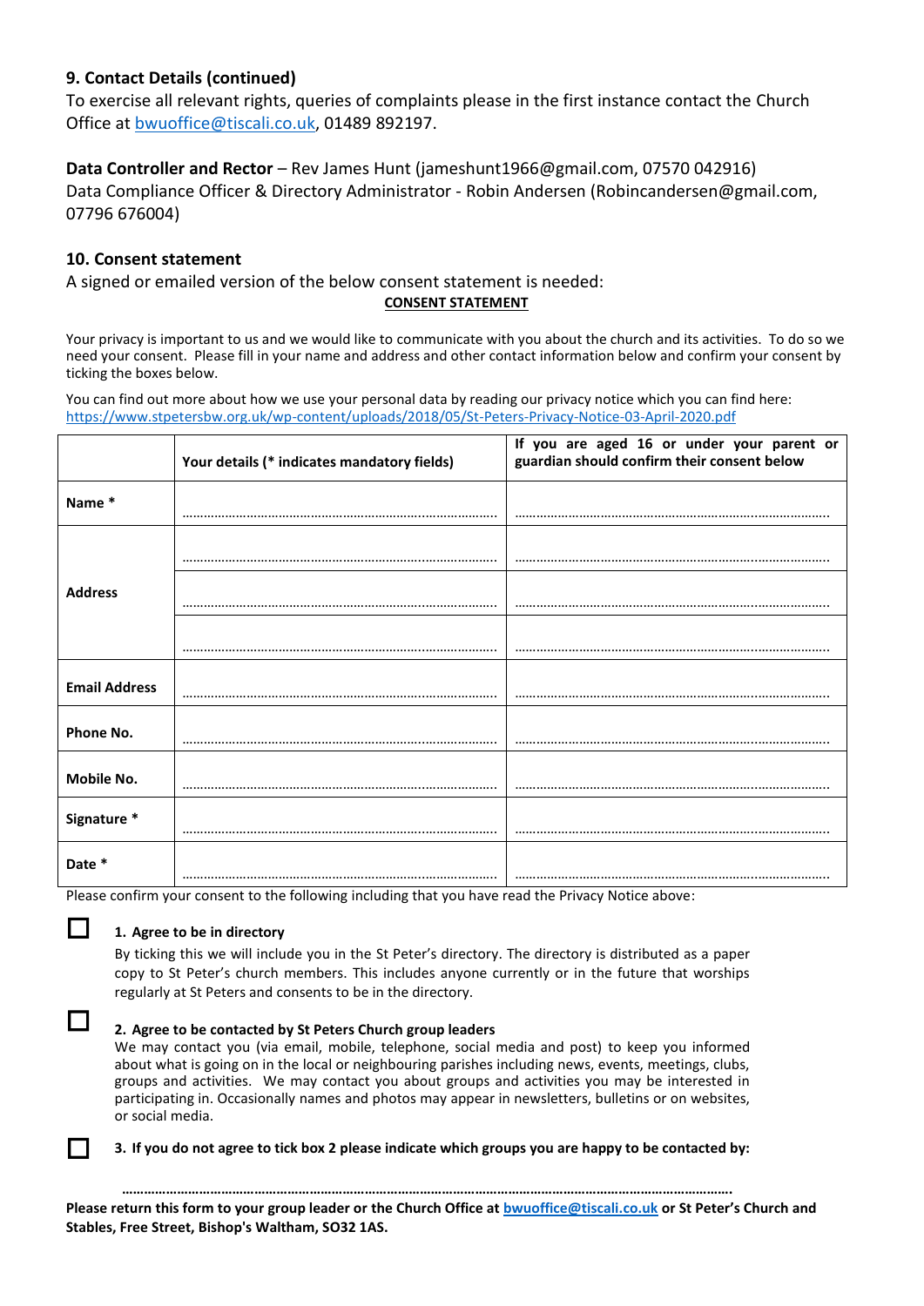## 9. Contact Details (continued)

To exercise all relevant rights, queries of complaints please in the first instance contact the Church Office at bwuoffice@tiscali.co.uk, 01489 892197.

**Data Controller and Rector** – Rev James Hunt (jameshunt1966@gmail.com, 07570 042916)
Data Compliance Officer & Directory Administrator - Robin Andersen (Robincandersen@gmail.com, 07796 676004)

## 10. Consent statement

A signed or emailed version of the below consent statement is needed:

**CONSENT STATEMENT**

Your privacy is important to us and we would like to communicate with you about the church and its activities. To do so we need your consent. Please fill in your name and address and other contact information below and confirm your consent by ticking the boxes below.

You can find out more about how we use your personal data by reading our privacy notice which you can find here: https://www.stpetersbw.org.uk/wp-content/uploads/2018/05/St-Peters-Privacy-Notice-03-April-2020.pdf

| | **Your details (* indicates mandatory fields)** | **If you are aged 16 or under your parent or guardian should confirm their consent below** |
|---|---|---|
| **Name *** | …………………………………………………… | …………………………………………………… |
| **Address** | …………………………………………………… | …………………………………………………… |
| | …………………………………………………… | …………………………………………………… |
| | …………………………………………………… | …………………………………………………… |
| **Email Address** | …………………………………………………… | …………………………………………………… |
| **Phone No.** | …………………………………………………… | …………………………………………………… |
| **Mobile No.** | …………………………………………………… | …………………………………………………… |
| **Signature *** | …………………………………………………… | …………………………………………………… |
| **Date *** | …………………………………………………… | …………………………………………………… |

Please confirm your consent to the following including that you have read the Privacy Notice above:

☐ **1. Agree to be in directory**

By ticking this we will include you in the St Peter's directory. The directory is distributed as a paper copy to St Peter's church members. This includes anyone currently or in the future that worships regularly at St Peters and consents to be in the directory.

☐ **2. Agree to be contacted by St Peters Church group leaders**

We may contact you (via email, mobile, telephone, social media and post) to keep you informed about what is going on in the local or neighbouring parishes including news, events, meetings, clubs, groups and activities. We may contact you about groups and activities you may be interested in participating in. Occasionally names and photos may appear in newsletters, bulletins or on websites, or social media.

☐ **3. If you do not agree to tick box 2 please indicate which groups you are happy to be contacted by:**

……………………………………………………………………………………………………………………………

**Please return this form to your group leader or the Church Office at bwuoffice@tiscali.co.uk or St Peter's Church and Stables, Free Street, Bishop's Waltham, SO32 1AS.**